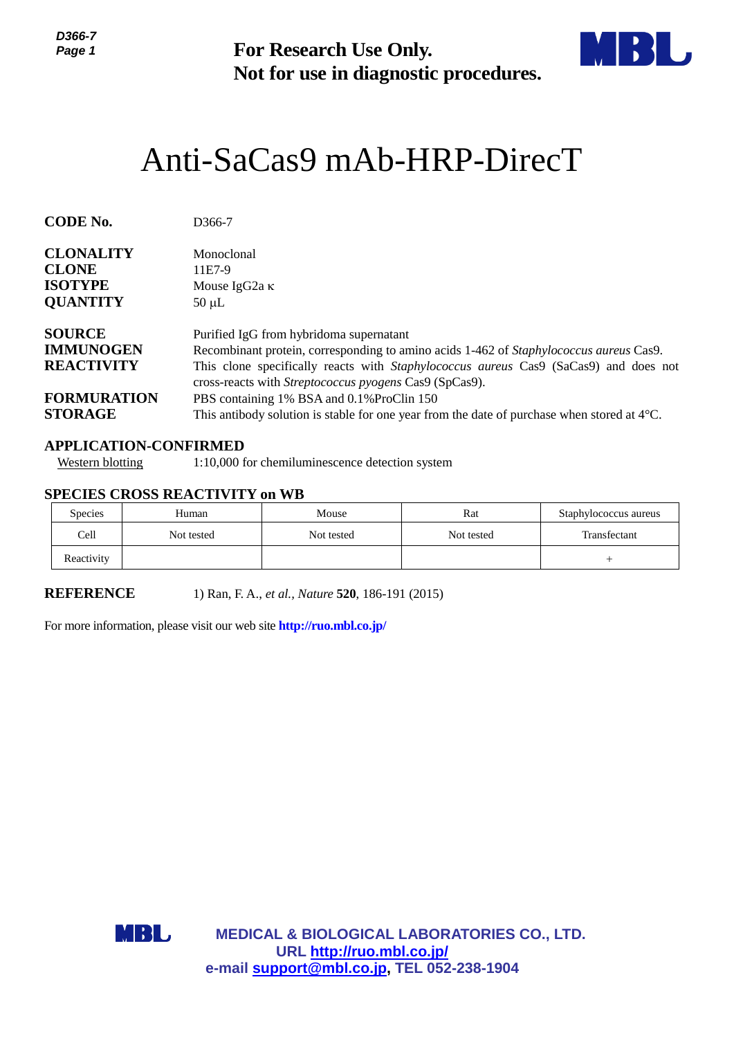**For Research Use Only.**
**Not for use in diagnostic procedures.**

# Anti-SaCas9 mAb-HRP-DirecT

| | |
|---|---|
| **CODE No.** | D366-7 |
| **CLONALITY** | Monoclonal |
| **CLONE** | 11E7-9 |
| **ISOTYPE** | Mouse IgG2a κ |
| **QUANTITY** | 50 μL |
| **SOURCE** | Purified IgG from hybridoma supernatant |
| **IMMUNOGEN** | Recombinant protein, corresponding to amino acids 1-462 of *Staphylococcus aureus* Cas9. |
| **REACTIVITY** | This clone specifically reacts with *Staphylococcus aureus* Cas9 (SaCas9) and does not cross-reacts with *Streptococcus pyogens* Cas9 (SpCas9). |
| **FORMURATION** | PBS containing 1% BSA and 0.1%ProClin 150 |
| **STORAGE** | This antibody solution is stable for one year from the date of purchase when stored at 4°C. |

## APPLICATION-CONFIRMED

Western blotting 1:10,000 for chemiluminescence detection system

## SPECIES CROSS REACTIVITY on WB

| Species | Human | Mouse | Rat | Staphylococcus aureus |
|---|---|---|---|---|
| Cell | Not tested | Not tested | Not tested | Transfectant |
| Reactivity | | | | + |

**REFERENCE** 1) Ran, F. A., *et al., Nature* **520**, 186-191 (2015)

For more information, please visit our web site **http://ruo.mbl.co.jp/**

**MEDICAL & BIOLOGICAL LABORATORIES CO., LTD.**
**URL http://ruo.mbl.co.jp/**
**e-mail support@mbl.co.jp, TEL 052-238-1904**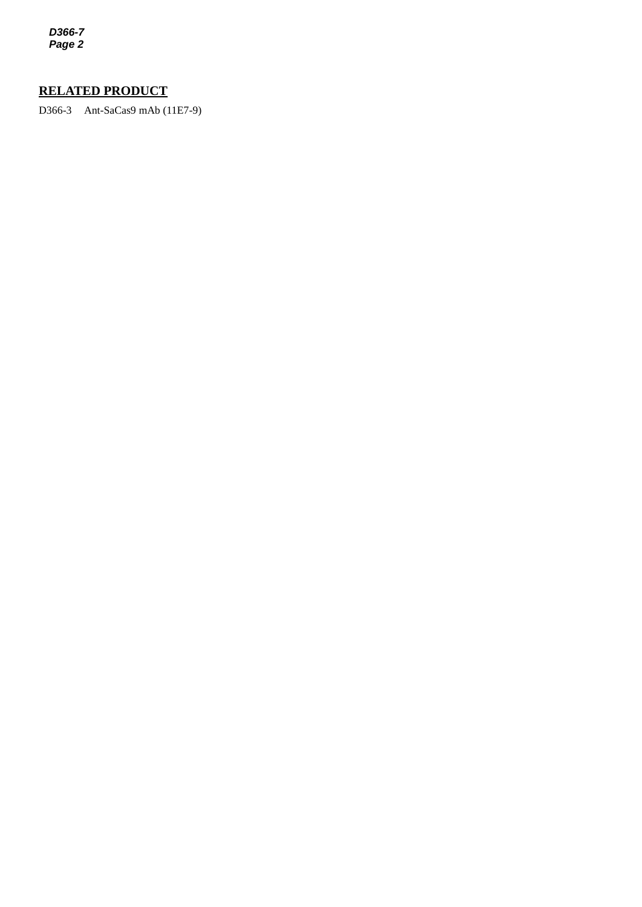## RELATED PRODUCT

D366-3 Ant-SaCas9 mAb (11E7-9)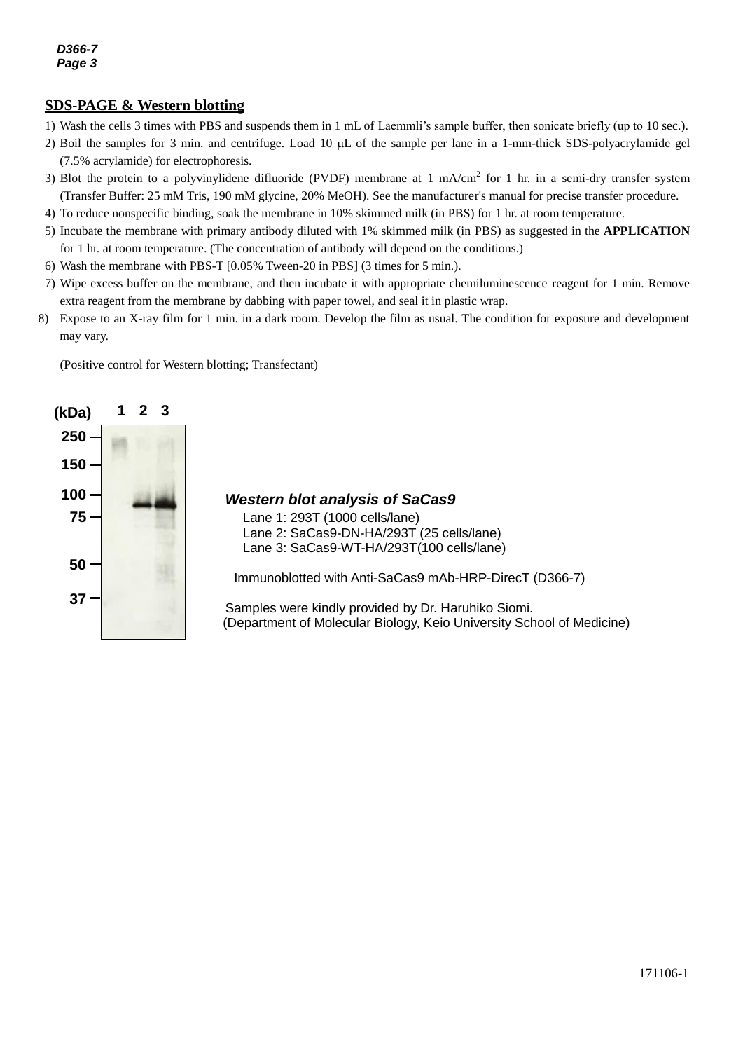## SDS-PAGE & Western blotting

1) Wash the cells 3 times with PBS and suspends them in 1 mL of Laemmli's sample buffer, then sonicate briefly (up to 10 sec.).
2) Boil the samples for 3 min. and centrifuge. Load 10 μL of the sample per lane in a 1-mm-thick SDS-polyacrylamide gel (7.5% acrylamide) for electrophoresis.
3) Blot the protein to a polyvinylidene difluoride (PVDF) membrane at 1 mA/cm$^2$ for 1 hr. in a semi-dry transfer system (Transfer Buffer: 25 mM Tris, 190 mM glycine, 20% MeOH). See the manufacturer's manual for precise transfer procedure.
4) To reduce nonspecific binding, soak the membrane in 10% skimmed milk (in PBS) for 1 hr. at room temperature.
5) Incubate the membrane with primary antibody diluted with 1% skimmed milk (in PBS) as suggested in the **APPLICATION** for 1 hr. at room temperature. (The concentration of antibody will depend on the conditions.)
6) Wash the membrane with PBS-T [0.05% Tween-20 in PBS] (3 times for 5 min.).
7) Wipe excess buffer on the membrane, and then incubate it with appropriate chemiluminescence reagent for 1 min. Remove extra reagent from the membrane by dabbing with paper towel, and seal it in plastic wrap.
8) Expose to an X-ray film for 1 min. in a dark room. Develop the film as usual. The condition for exposure and development may vary.

(Positive control for Western blotting; Transfectant)

(kDa) 1 2 3
250
150
100
75
50
37

***Western blot analysis of SaCas9***

Lane 1: 293T (1000 cells/lane)
Lane 2: SaCas9-DN-HA/293T (25 cells/lane)
Lane 3: SaCas9-WT-HA/293T(100 cells/lane)

Immunoblotted with Anti-SaCas9 mAb-HRP-DirecT (D366-7)

Samples were kindly provided by Dr. Haruhiko Siomi.
(Department of Molecular Biology, Keio University School of Medicine)

171106-1